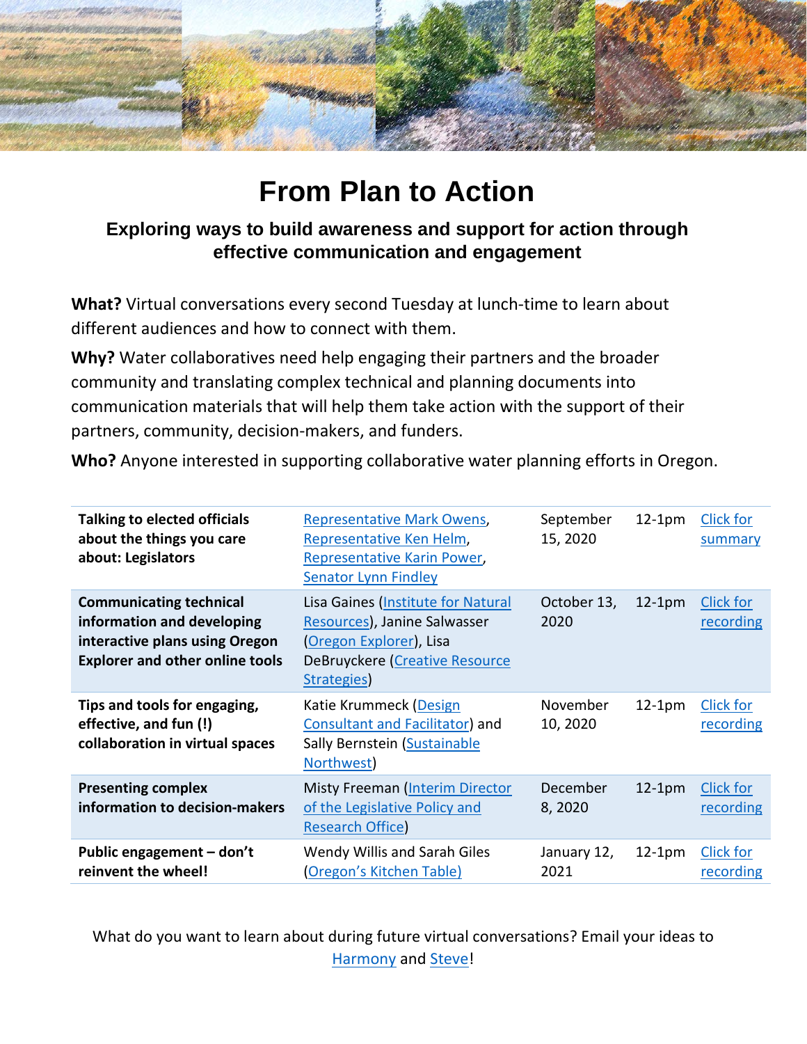# From Plan to Action

### Exploring ways to build awareness and support for action through effective communication and engagement

**What?** Virtual conversations every second Tuesday at lunch-time to learn about different audiences and how to connect with them.

**Why?** Water collaboratives need help engaging their partners and the broader community and translating complex technical and planning documents into communication materials that will help them take action with the support of their partners, community, decision-makers, and funders.

**Who?** Anyone interested in supporting collaborative water planning efforts in Oregon.

| Topic | Speakers | Date | Time | Link |
|---|---|---|---|---|
| **Talking to elected officials about the things you care about: Legislators** | Representative Mark Owens, Representative Ken Helm, Representative Karin Power, Senator Lynn Findley | September 15, 2020 | 12-1pm | Click for summary |
| **Communicating technical information and developing interactive plans using Oregon Explorer and other online tools** | Lisa Gaines (Institute for Natural Resources), Janine Salwasser (Oregon Explorer), Lisa DeBruyckere (Creative Resource Strategies) | October 13, 2020 | 12-1pm | Click for recording |
| **Tips and tools for engaging, effective, and fun (!) collaboration in virtual spaces** | Katie Krummeck (Design Consultant and Facilitator) and Sally Bernstein (Sustainable Northwest) | November 10, 2020 | 12-1pm | Click for recording |
| **Presenting complex information to decision-makers** | Misty Freeman (Interim Director of the Legislative Policy and Research Office) | December 8, 2020 | 12-1pm | Click for recording |
| **Public engagement – don't reinvent the wheel!** | Wendy Willis and Sarah Giles (Oregon's Kitchen Table) | January 12, 2021 | 12-1pm | Click for recording |

What do you want to learn about during future virtual conversations? Email your ideas to Harmony and Steve!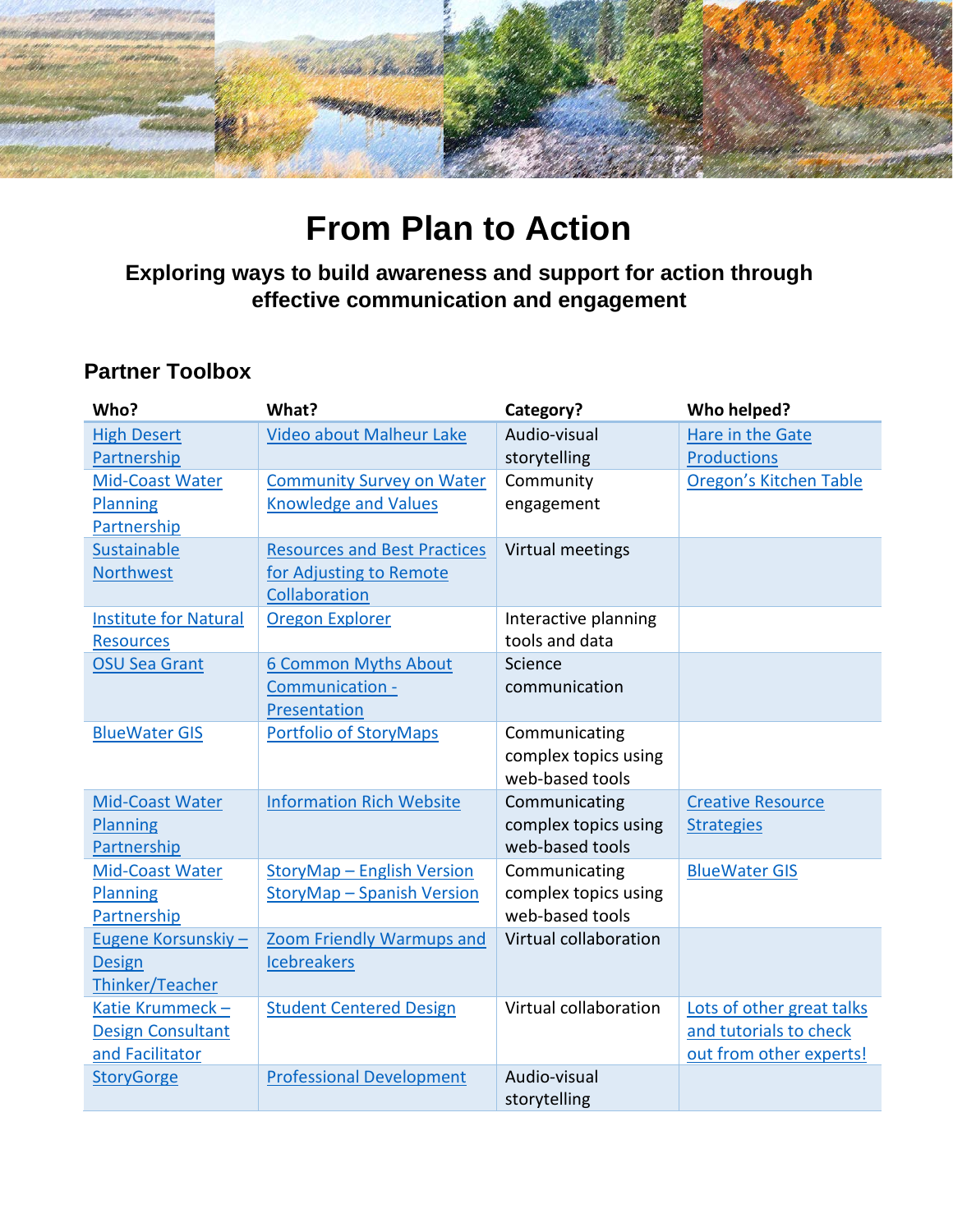# From Plan to Action

### Exploring ways to build awareness and support for action through effective communication and engagement

## Partner Toolbox

| Who? | What? | Category? | Who helped? |
|---|---|---|---|
| High Desert Partnership | Video about Malheur Lake | Audio-visual storytelling | Hare in the Gate Productions |
| Mid-Coast Water Planning Partnership | Community Survey on Water Knowledge and Values | Community engagement | Oregon's Kitchen Table |
| Sustainable Northwest | Resources and Best Practices for Adjusting to Remote Collaboration | Virtual meetings | |
| Institute for Natural Resources | Oregon Explorer | Interactive planning tools and data | |
| OSU Sea Grant | 6 Common Myths About Communication - Presentation | Science communication | |
| BlueWater GIS | Portfolio of StoryMaps | Communicating complex topics using web-based tools | |
| Mid-Coast Water Planning Partnership | Information Rich Website | Communicating complex topics using web-based tools | Creative Resource Strategies |
| Mid-Coast Water Planning Partnership | StoryMap – English Version<br>StoryMap – Spanish Version | Communicating complex topics using web-based tools | BlueWater GIS |
| Eugene Korsunskiy – Design Thinker/Teacher | Zoom Friendly Warmups and Icebreakers | Virtual collaboration | |
| Katie Krummeck – Design Consultant and Facilitator | Student Centered Design | Virtual collaboration | Lots of other great talks and tutorials to check out from other experts! |
| StoryGorge | Professional Development | Audio-visual storytelling | |